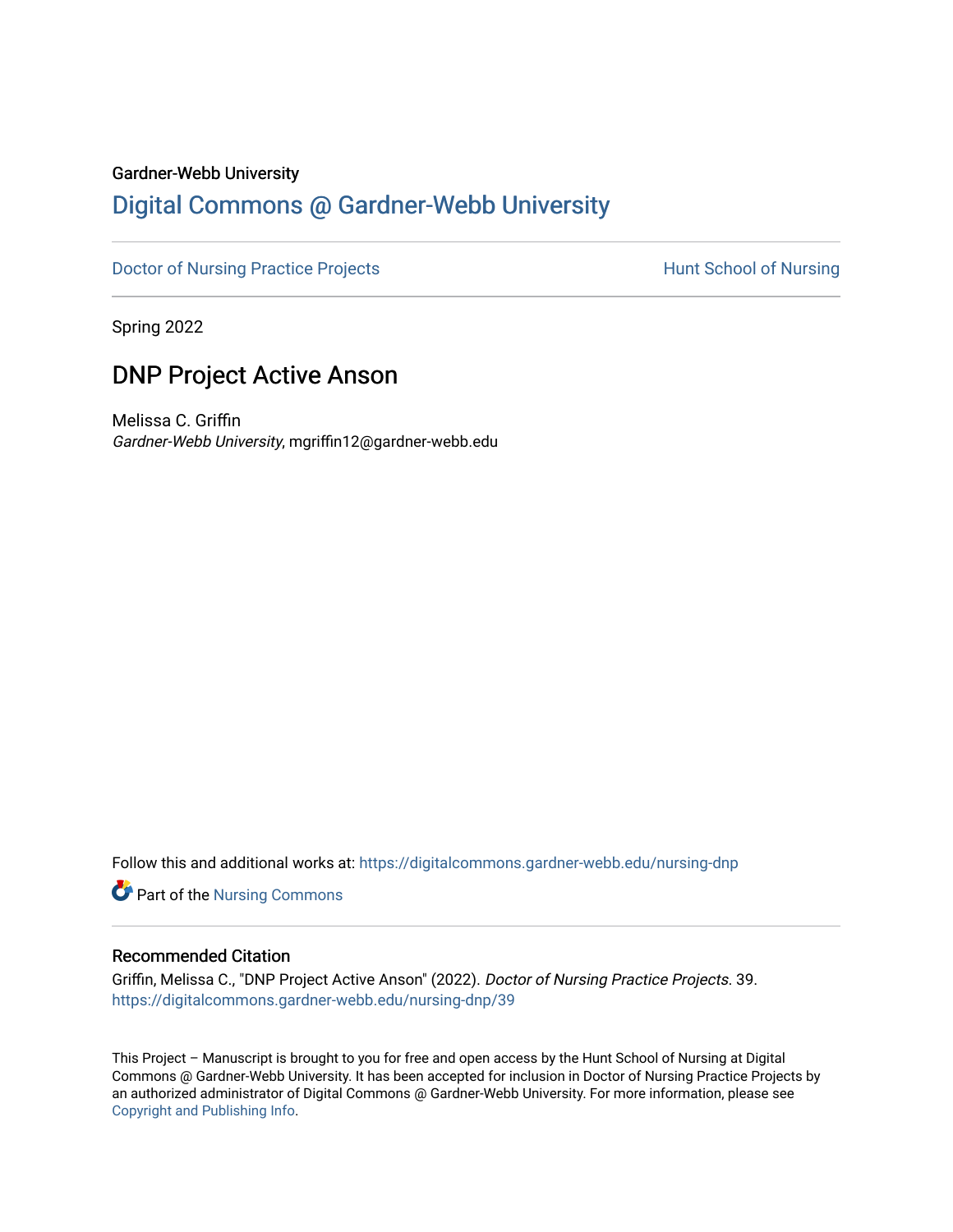Gardner-Webb University

# Digital Commons @ Gardner-Webb University

Doctor of Nursing Practice Projects — Hunt School of Nursing

Spring 2022

## DNP Project Active Anson

Melissa C. Griffin
*Gardner-Webb University*, mgriffin12@gardner-webb.edu

Follow this and additional works at: https://digitalcommons.gardner-webb.edu/nursing-dnp

Part of the Nursing Commons

### Recommended Citation

Griffin, Melissa C., "DNP Project Active Anson" (2022). *Doctor of Nursing Practice Projects*. 39.
https://digitalcommons.gardner-webb.edu/nursing-dnp/39

This Project – Manuscript is brought to you for free and open access by the Hunt School of Nursing at Digital Commons @ Gardner-Webb University. It has been accepted for inclusion in Doctor of Nursing Practice Projects by an authorized administrator of Digital Commons @ Gardner-Webb University. For more information, please see Copyright and Publishing Info.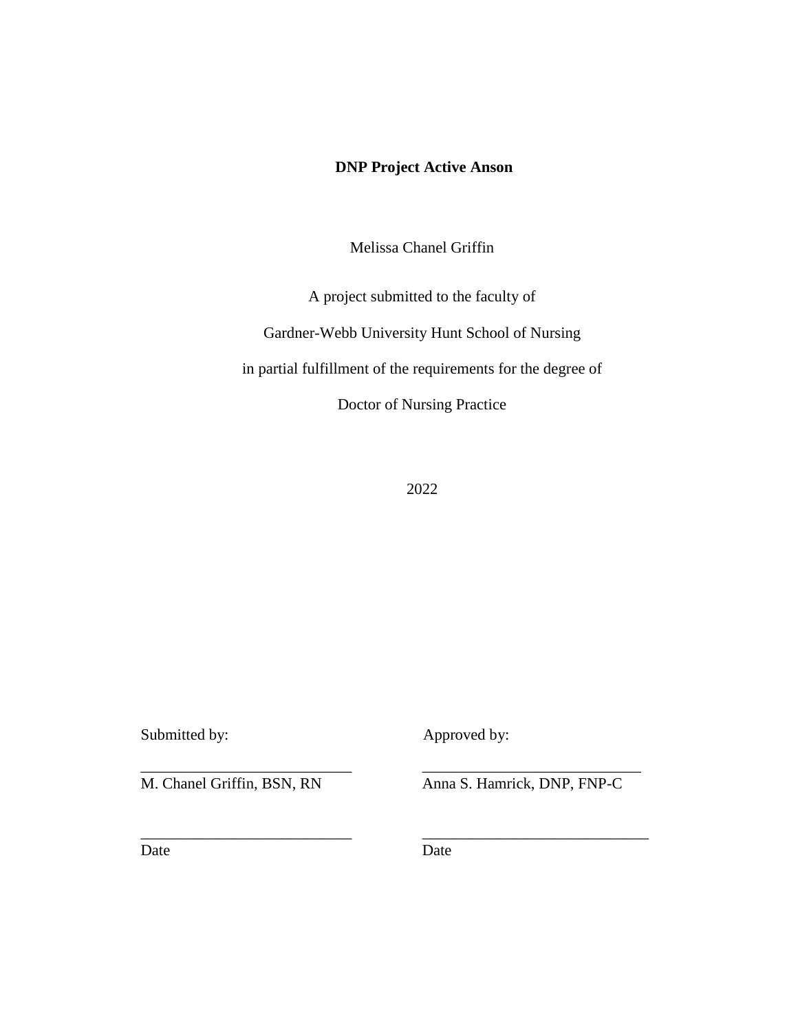**DNP Project Active Anson**

Melissa Chanel Griffin

A project submitted to the faculty of

Gardner-Webb University Hunt School of Nursing

in partial fulfillment of the requirements for the degree of

Doctor of Nursing Practice

2022

| Submitted by: | Approved by: |
| --- | --- |
| ___________________________ | ____________________________ |
| M. Chanel Griffin, BSN, RN | Anna S. Hamrick, DNP, FNP-C |
| ___________________________ | ____________________________ |
| Date | Date |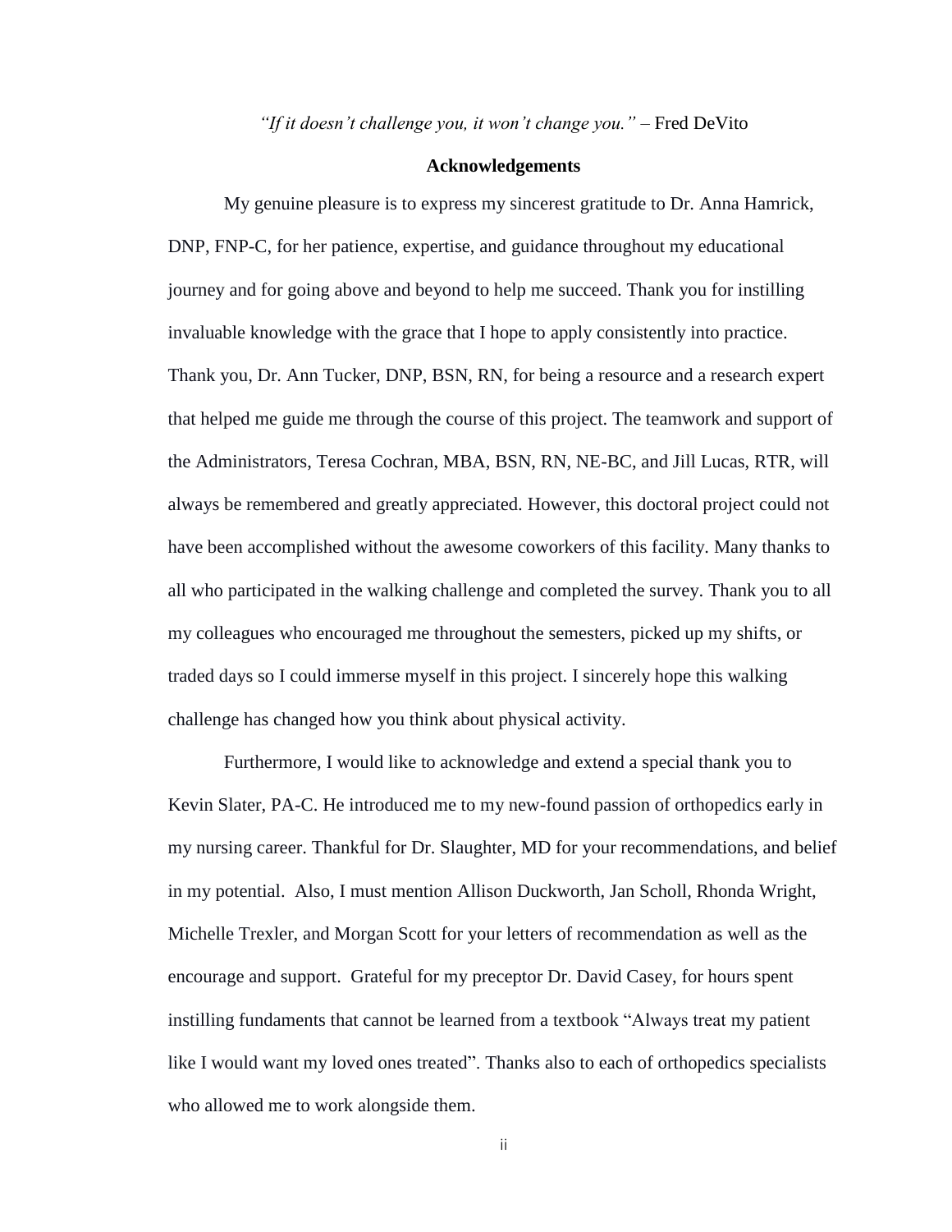*"If it doesn't challenge you, it won't change you."* – Fred DeVito

## Acknowledgements

My genuine pleasure is to express my sincerest gratitude to Dr. Anna Hamrick, DNP, FNP-C, for her patience, expertise, and guidance throughout my educational journey and for going above and beyond to help me succeed. Thank you for instilling invaluable knowledge with the grace that I hope to apply consistently into practice. Thank you, Dr. Ann Tucker, DNP, BSN, RN, for being a resource and a research expert that helped me guide me through the course of this project. The teamwork and support of the Administrators, Teresa Cochran, MBA, BSN, RN, NE-BC, and Jill Lucas, RTR, will always be remembered and greatly appreciated. However, this doctoral project could not have been accomplished without the awesome coworkers of this facility. Many thanks to all who participated in the walking challenge and completed the survey. Thank you to all my colleagues who encouraged me throughout the semesters, picked up my shifts, or traded days so I could immerse myself in this project. I sincerely hope this walking challenge has changed how you think about physical activity.

Furthermore, I would like to acknowledge and extend a special thank you to Kevin Slater, PA-C. He introduced me to my new-found passion of orthopedics early in my nursing career. Thankful for Dr. Slaughter, MD for your recommendations, and belief in my potential. Also, I must mention Allison Duckworth, Jan Scholl, Rhonda Wright, Michelle Trexler, and Morgan Scott for your letters of recommendation as well as the encourage and support. Grateful for my preceptor Dr. David Casey, for hours spent instilling fundaments that cannot be learned from a textbook "Always treat my patient like I would want my loved ones treated". Thanks also to each of orthopedics specialists who allowed me to work alongside them.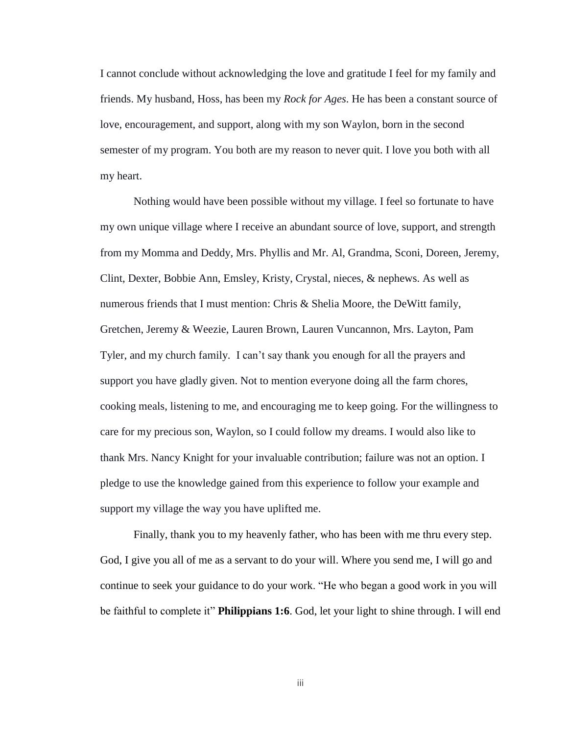I cannot conclude without acknowledging the love and gratitude I feel for my family and friends. My husband, Hoss, has been my *Rock for Ages*. He has been a constant source of love, encouragement, and support, along with my son Waylon, born in the second semester of my program. You both are my reason to never quit. I love you both with all my heart.

Nothing would have been possible without my village. I feel so fortunate to have my own unique village where I receive an abundant source of love, support, and strength from my Momma and Deddy, Mrs. Phyllis and Mr. Al, Grandma, Sconi, Doreen, Jeremy, Clint, Dexter, Bobbie Ann, Emsley, Kristy, Crystal, nieces, & nephews. As well as numerous friends that I must mention: Chris & Shelia Moore, the DeWitt family, Gretchen, Jeremy & Weezie, Lauren Brown, Lauren Vuncannon, Mrs. Layton, Pam Tyler, and my church family. I can't say thank you enough for all the prayers and support you have gladly given. Not to mention everyone doing all the farm chores, cooking meals, listening to me, and encouraging me to keep going. For the willingness to care for my precious son, Waylon, so I could follow my dreams. I would also like to thank Mrs. Nancy Knight for your invaluable contribution; failure was not an option. I pledge to use the knowledge gained from this experience to follow your example and support my village the way you have uplifted me.

Finally, thank you to my heavenly father, who has been with me thru every step. God, I give you all of me as a servant to do your will. Where you send me, I will go and continue to seek your guidance to do your work. "He who began a good work in you will be faithful to complete it" **Philippians 1:6**. God, let your light to shine through. I will end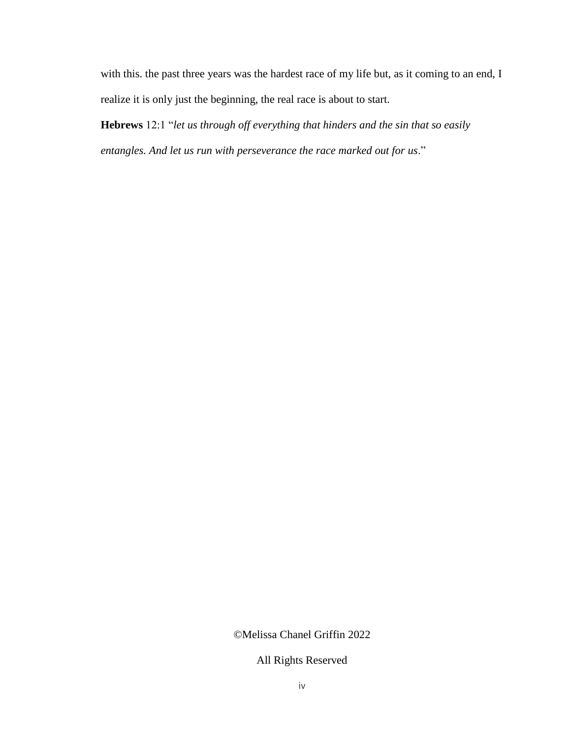with this. the past three years was the hardest race of my life but, as it coming to an end, I realize it is only just the beginning, the real race is about to start.

**Hebrews** 12:1 "*let us through off everything that hinders and the sin that so easily entangles. And let us run with perseverance the race marked out for us*."

©Melissa Chanel Griffin 2022

All Rights Reserved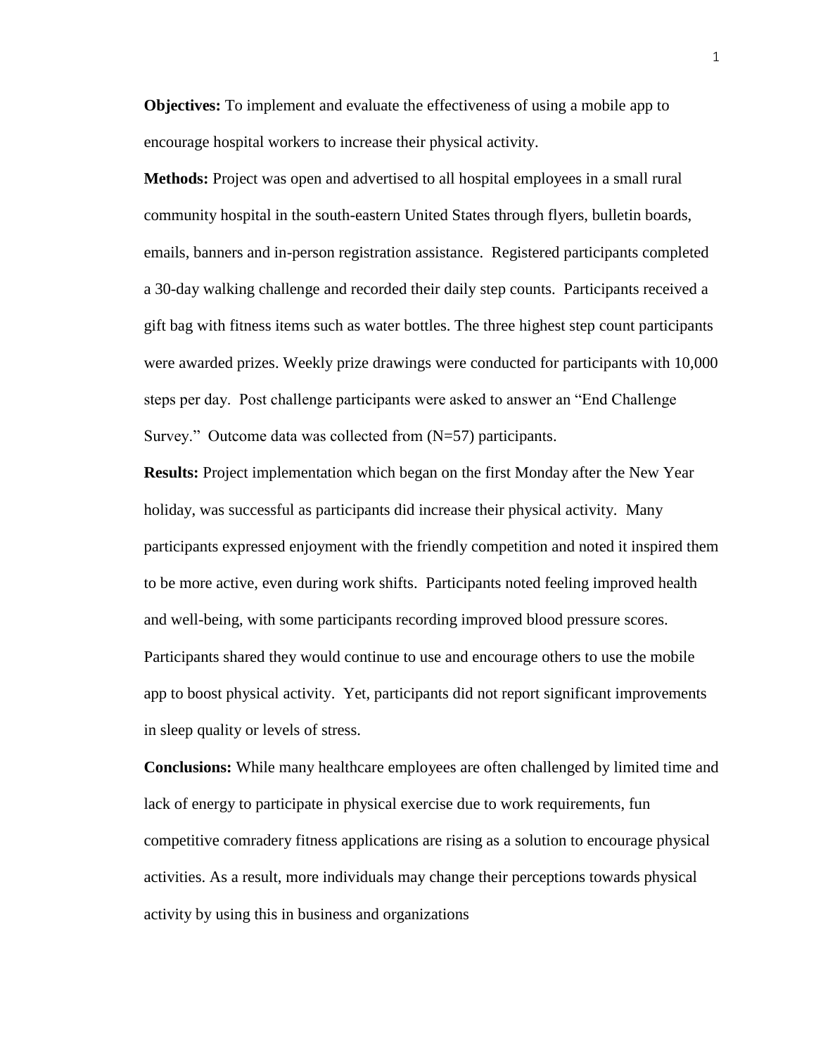**Objectives:** To implement and evaluate the effectiveness of using a mobile app to encourage hospital workers to increase their physical activity.

**Methods:** Project was open and advertised to all hospital employees in a small rural community hospital in the south-eastern United States through flyers, bulletin boards, emails, banners and in-person registration assistance. Registered participants completed a 30-day walking challenge and recorded their daily step counts. Participants received a gift bag with fitness items such as water bottles. The three highest step count participants were awarded prizes. Weekly prize drawings were conducted for participants with 10,000 steps per day. Post challenge participants were asked to answer an "End Challenge Survey." Outcome data was collected from (N=57) participants.

**Results:** Project implementation which began on the first Monday after the New Year holiday, was successful as participants did increase their physical activity. Many participants expressed enjoyment with the friendly competition and noted it inspired them to be more active, even during work shifts. Participants noted feeling improved health and well-being, with some participants recording improved blood pressure scores. Participants shared they would continue to use and encourage others to use the mobile app to boost physical activity. Yet, participants did not report significant improvements in sleep quality or levels of stress.

**Conclusions:** While many healthcare employees are often challenged by limited time and lack of energy to participate in physical exercise due to work requirements, fun competitive comradery fitness applications are rising as a solution to encourage physical activities. As a result, more individuals may change their perceptions towards physical activity by using this in business and organizations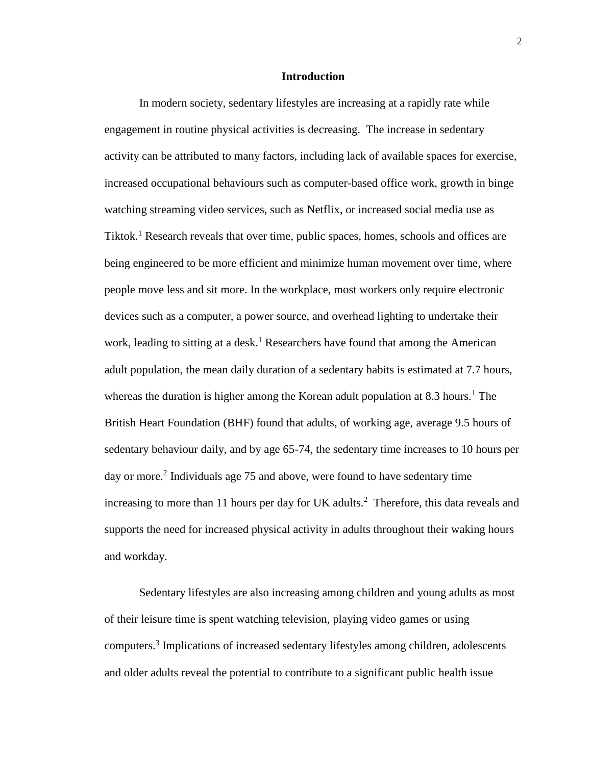## Introduction

In modern society, sedentary lifestyles are increasing at a rapidly rate while engagement in routine physical activities is decreasing. The increase in sedentary activity can be attributed to many factors, including lack of available spaces for exercise, increased occupational behaviours such as computer-based office work, growth in binge watching streaming video services, such as Netflix, or increased social media use as Tiktok.[1] Research reveals that over time, public spaces, homes, schools and offices are being engineered to be more efficient and minimize human movement over time, where people move less and sit more. In the workplace, most workers only require electronic devices such as a computer, a power source, and overhead lighting to undertake their work, leading to sitting at a desk.[1] Researchers have found that among the American adult population, the mean daily duration of a sedentary habits is estimated at 7.7 hours, whereas the duration is higher among the Korean adult population at 8.3 hours.[1] The British Heart Foundation (BHF) found that adults, of working age, average 9.5 hours of sedentary behaviour daily, and by age 65-74, the sedentary time increases to 10 hours per day or more.[2] Individuals age 75 and above, were found to have sedentary time increasing to more than 11 hours per day for UK adults.[2] Therefore, this data reveals and supports the need for increased physical activity in adults throughout their waking hours and workday.

Sedentary lifestyles are also increasing among children and young adults as most of their leisure time is spent watching television, playing video games or using computers.[3] Implications of increased sedentary lifestyles among children, adolescents and older adults reveal the potential to contribute to a significant public health issue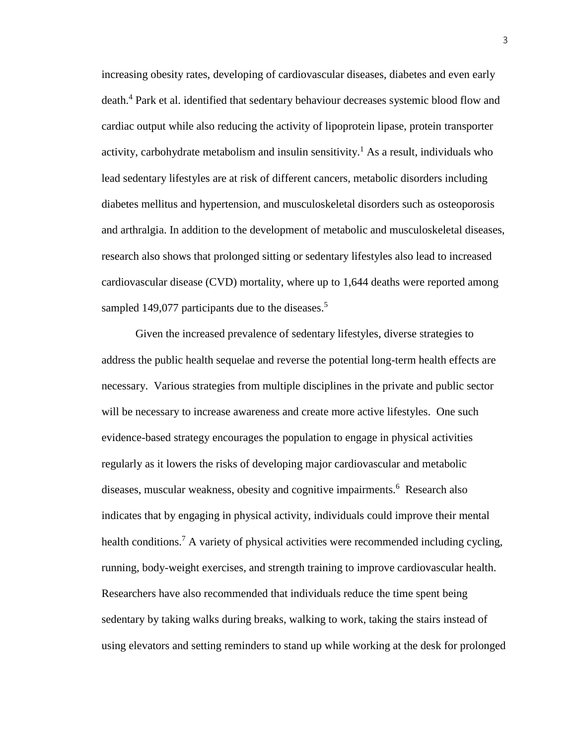increasing obesity rates, developing of cardiovascular diseases, diabetes and even early death.[4] Park et al. identified that sedentary behaviour decreases systemic blood flow and cardiac output while also reducing the activity of lipoprotein lipase, protein transporter activity, carbohydrate metabolism and insulin sensitivity.[1] As a result, individuals who lead sedentary lifestyles are at risk of different cancers, metabolic disorders including diabetes mellitus and hypertension, and musculoskeletal disorders such as osteoporosis and arthralgia. In addition to the development of metabolic and musculoskeletal diseases, research also shows that prolonged sitting or sedentary lifestyles also lead to increased cardiovascular disease (CVD) mortality, where up to 1,644 deaths were reported among sampled 149,077 participants due to the diseases.[5]

Given the increased prevalence of sedentary lifestyles, diverse strategies to address the public health sequelae and reverse the potential long-term health effects are necessary. Various strategies from multiple disciplines in the private and public sector will be necessary to increase awareness and create more active lifestyles. One such evidence-based strategy encourages the population to engage in physical activities regularly as it lowers the risks of developing major cardiovascular and metabolic diseases, muscular weakness, obesity and cognitive impairments.[6] Research also indicates that by engaging in physical activity, individuals could improve their mental health conditions.[7] A variety of physical activities were recommended including cycling, running, body-weight exercises, and strength training to improve cardiovascular health. Researchers have also recommended that individuals reduce the time spent being sedentary by taking walks during breaks, walking to work, taking the stairs instead of using elevators and setting reminders to stand up while working at the desk for prolonged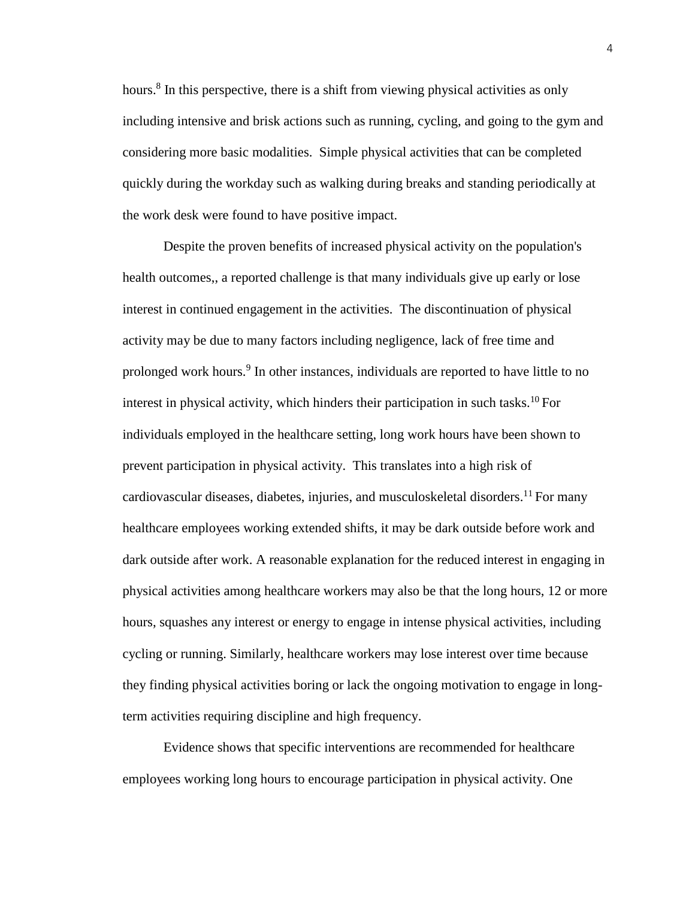hours.[8] In this perspective, there is a shift from viewing physical activities as only including intensive and brisk actions such as running, cycling, and going to the gym and considering more basic modalities. Simple physical activities that can be completed quickly during the workday such as walking during breaks and standing periodically at the work desk were found to have positive impact.

Despite the proven benefits of increased physical activity on the population's health outcomes,, a reported challenge is that many individuals give up early or lose interest in continued engagement in the activities. The discontinuation of physical activity may be due to many factors including negligence, lack of free time and prolonged work hours.[9] In other instances, individuals are reported to have little to no interest in physical activity, which hinders their participation in such tasks.[10] For individuals employed in the healthcare setting, long work hours have been shown to prevent participation in physical activity. This translates into a high risk of cardiovascular diseases, diabetes, injuries, and musculoskeletal disorders.[11] For many healthcare employees working extended shifts, it may be dark outside before work and dark outside after work. A reasonable explanation for the reduced interest in engaging in physical activities among healthcare workers may also be that the long hours, 12 or more hours, squashes any interest or energy to engage in intense physical activities, including cycling or running. Similarly, healthcare workers may lose interest over time because they finding physical activities boring or lack the ongoing motivation to engage in long-term activities requiring discipline and high frequency.

Evidence shows that specific interventions are recommended for healthcare employees working long hours to encourage participation in physical activity. One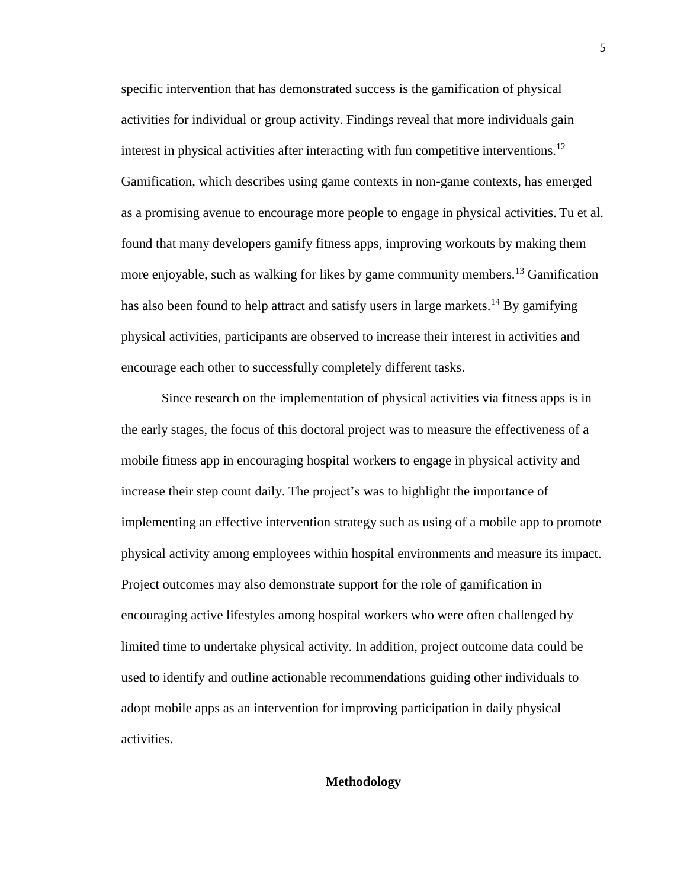specific intervention that has demonstrated success is the gamification of physical activities for individual or group activity. Findings reveal that more individuals gain interest in physical activities after interacting with fun competitive interventions.[12] Gamification, which describes using game contexts in non-game contexts, has emerged as a promising avenue to encourage more people to engage in physical activities. Tu et al. found that many developers gamify fitness apps, improving workouts by making them more enjoyable, such as walking for likes by game community members.[13] Gamification has also been found to help attract and satisfy users in large markets.[14] By gamifying physical activities, participants are observed to increase their interest in activities and encourage each other to successfully completely different tasks.

Since research on the implementation of physical activities via fitness apps is in the early stages, the focus of this doctoral project was to measure the effectiveness of a mobile fitness app in encouraging hospital workers to engage in physical activity and increase their step count daily. The project's was to highlight the importance of implementing an effective intervention strategy such as using of a mobile app to promote physical activity among employees within hospital environments and measure its impact. Project outcomes may also demonstrate support for the role of gamification in encouraging active lifestyles among hospital workers who were often challenged by limited time to undertake physical activity. In addition, project outcome data could be used to identify and outline actionable recommendations guiding other individuals to adopt mobile apps as an intervention for improving participation in daily physical activities.

## Methodology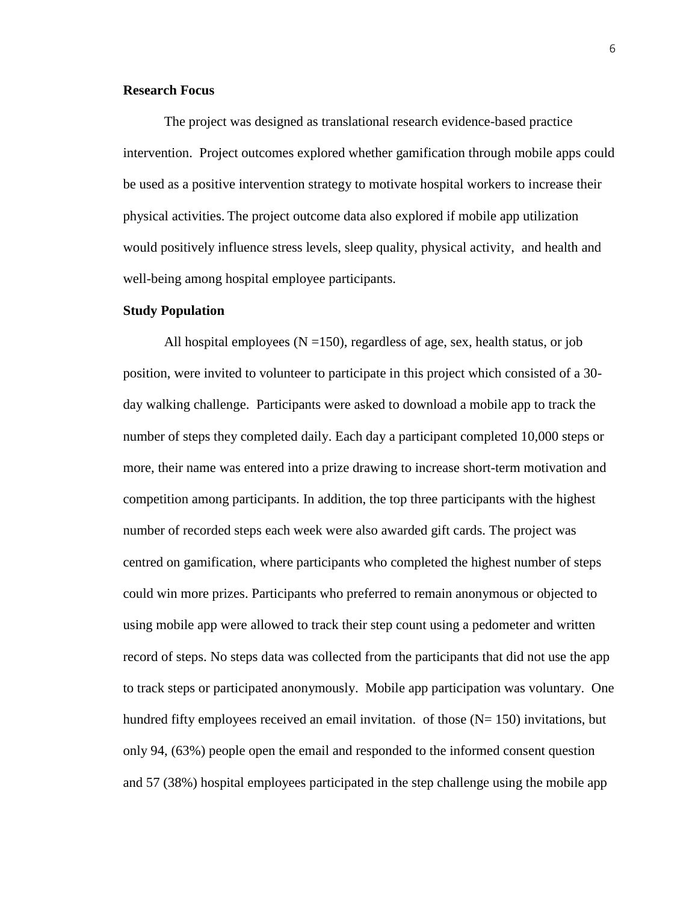**Research Focus**

The project was designed as translational research evidence-based practice intervention. Project outcomes explored whether gamification through mobile apps could be used as a positive intervention strategy to motivate hospital workers to increase their physical activities. The project outcome data also explored if mobile app utilization would positively influence stress levels, sleep quality, physical activity, and health and well-being among hospital employee participants.

**Study Population**

All hospital employees (N =150), regardless of age, sex, health status, or job position, were invited to volunteer to participate in this project which consisted of a 30-day walking challenge. Participants were asked to download a mobile app to track the number of steps they completed daily. Each day a participant completed 10,000 steps or more, their name was entered into a prize drawing to increase short-term motivation and competition among participants. In addition, the top three participants with the highest number of recorded steps each week were also awarded gift cards. The project was centred on gamification, where participants who completed the highest number of steps could win more prizes. Participants who preferred to remain anonymous or objected to using mobile app were allowed to track their step count using a pedometer and written record of steps. No steps data was collected from the participants that did not use the app to track steps or participated anonymously. Mobile app participation was voluntary. One hundred fifty employees received an email invitation. of those (N= 150) invitations, but only 94, (63%) people open the email and responded to the informed consent question and 57 (38%) hospital employees participated in the step challenge using the mobile app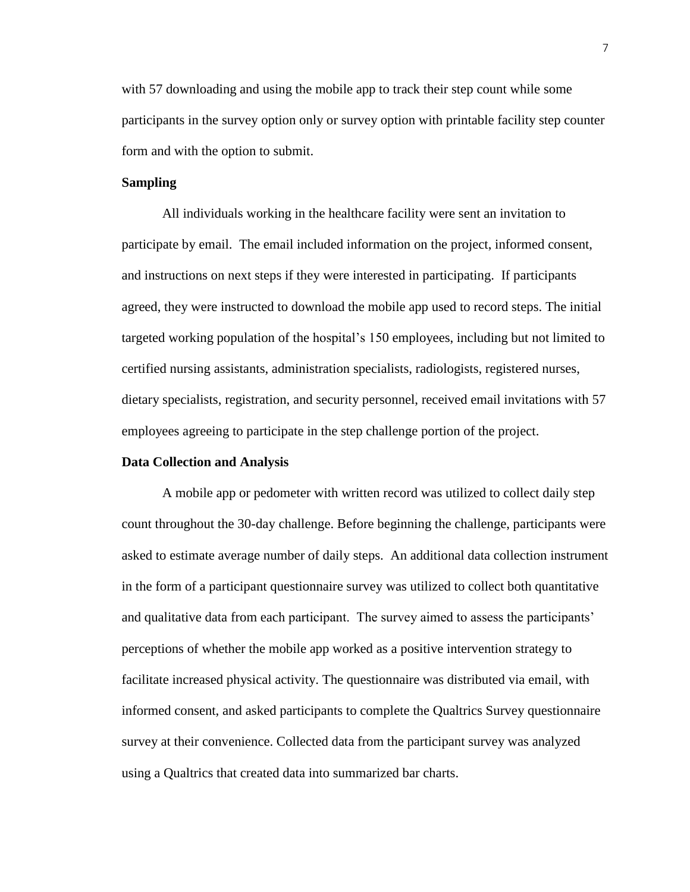with 57 downloading and using the mobile app to track their step count while some participants in the survey option only or survey option with printable facility step counter form and with the option to submit.

**Sampling**

All individuals working in the healthcare facility were sent an invitation to participate by email. The email included information on the project, informed consent, and instructions on next steps if they were interested in participating. If participants agreed, they were instructed to download the mobile app used to record steps. The initial targeted working population of the hospital's 150 employees, including but not limited to certified nursing assistants, administration specialists, radiologists, registered nurses, dietary specialists, registration, and security personnel, received email invitations with 57 employees agreeing to participate in the step challenge portion of the project.

**Data Collection and Analysis**

A mobile app or pedometer with written record was utilized to collect daily step count throughout the 30-day challenge. Before beginning the challenge, participants were asked to estimate average number of daily steps. An additional data collection instrument in the form of a participant questionnaire survey was utilized to collect both quantitative and qualitative data from each participant. The survey aimed to assess the participants' perceptions of whether the mobile app worked as a positive intervention strategy to facilitate increased physical activity. The questionnaire was distributed via email, with informed consent, and asked participants to complete the Qualtrics Survey questionnaire survey at their convenience. Collected data from the participant survey was analyzed using a Qualtrics that created data into summarized bar charts.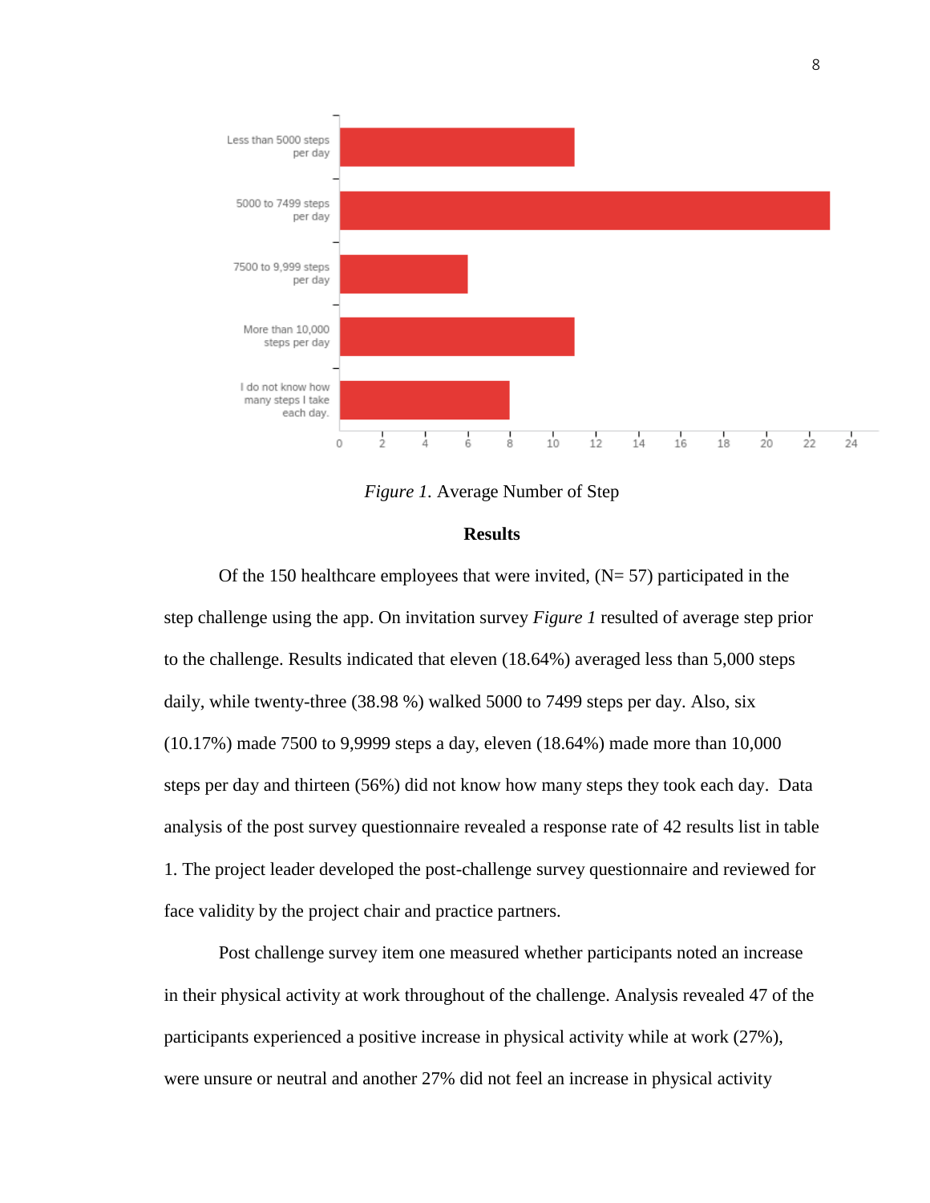*Figure 1.* Average Number of Step

## Results

Of the 150 healthcare employees that were invited, (N= 57) participated in the step challenge using the app. On invitation survey *Figure 1* resulted of average step prior to the challenge. Results indicated that eleven (18.64%) averaged less than 5,000 steps daily, while twenty-three (38.98 %) walked 5000 to 7499 steps per day. Also, six (10.17%) made 7500 to 9,9999 steps a day, eleven (18.64%) made more than 10,000 steps per day and thirteen (56%) did not know how many steps they took each day. Data analysis of the post survey questionnaire revealed a response rate of 42 results list in table 1. The project leader developed the post-challenge survey questionnaire and reviewed for face validity by the project chair and practice partners.

Post challenge survey item one measured whether participants noted an increase in their physical activity at work throughout of the challenge. Analysis revealed 47 of the participants experienced a positive increase in physical activity while at work (27%), were unsure or neutral and another 27% did not feel an increase in physical activity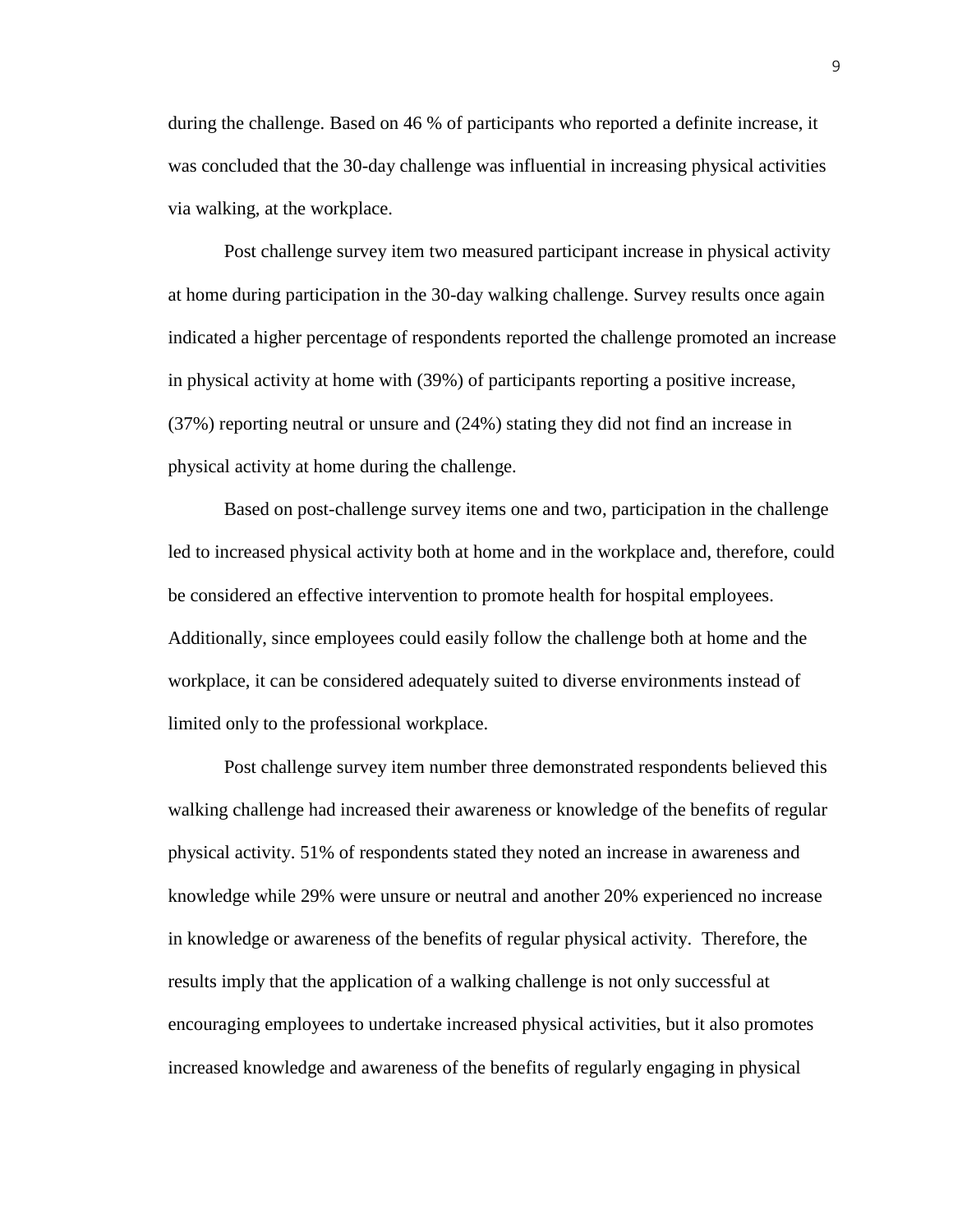during the challenge. Based on 46 % of participants who reported a definite increase, it was concluded that the 30-day challenge was influential in increasing physical activities via walking, at the workplace.

Post challenge survey item two measured participant increase in physical activity at home during participation in the 30-day walking challenge. Survey results once again indicated a higher percentage of respondents reported the challenge promoted an increase in physical activity at home with (39%) of participants reporting a positive increase, (37%) reporting neutral or unsure and (24%) stating they did not find an increase in physical activity at home during the challenge.

Based on post-challenge survey items one and two, participation in the challenge led to increased physical activity both at home and in the workplace and, therefore, could be considered an effective intervention to promote health for hospital employees. Additionally, since employees could easily follow the challenge both at home and the workplace, it can be considered adequately suited to diverse environments instead of limited only to the professional workplace.

Post challenge survey item number three demonstrated respondents believed this walking challenge had increased their awareness or knowledge of the benefits of regular physical activity. 51% of respondents stated they noted an increase in awareness and knowledge while 29% were unsure or neutral and another 20% experienced no increase in knowledge or awareness of the benefits of regular physical activity. Therefore, the results imply that the application of a walking challenge is not only successful at encouraging employees to undertake increased physical activities, but it also promotes increased knowledge and awareness of the benefits of regularly engaging in physical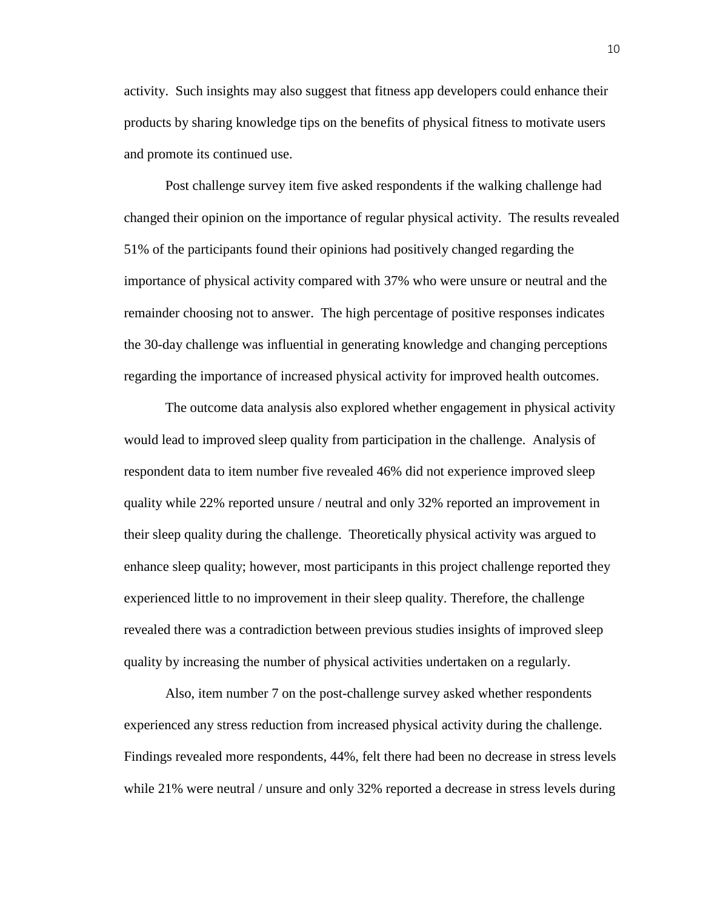activity. Such insights may also suggest that fitness app developers could enhance their products by sharing knowledge tips on the benefits of physical fitness to motivate users and promote its continued use.

Post challenge survey item five asked respondents if the walking challenge had changed their opinion on the importance of regular physical activity. The results revealed 51% of the participants found their opinions had positively changed regarding the importance of physical activity compared with 37% who were unsure or neutral and the remainder choosing not to answer. The high percentage of positive responses indicates the 30-day challenge was influential in generating knowledge and changing perceptions regarding the importance of increased physical activity for improved health outcomes.

The outcome data analysis also explored whether engagement in physical activity would lead to improved sleep quality from participation in the challenge. Analysis of respondent data to item number five revealed 46% did not experience improved sleep quality while 22% reported unsure / neutral and only 32% reported an improvement in their sleep quality during the challenge. Theoretically physical activity was argued to enhance sleep quality; however, most participants in this project challenge reported they experienced little to no improvement in their sleep quality. Therefore, the challenge revealed there was a contradiction between previous studies insights of improved sleep quality by increasing the number of physical activities undertaken on a regularly.

Also, item number 7 on the post-challenge survey asked whether respondents experienced any stress reduction from increased physical activity during the challenge. Findings revealed more respondents, 44%, felt there had been no decrease in stress levels while 21% were neutral / unsure and only 32% reported a decrease in stress levels during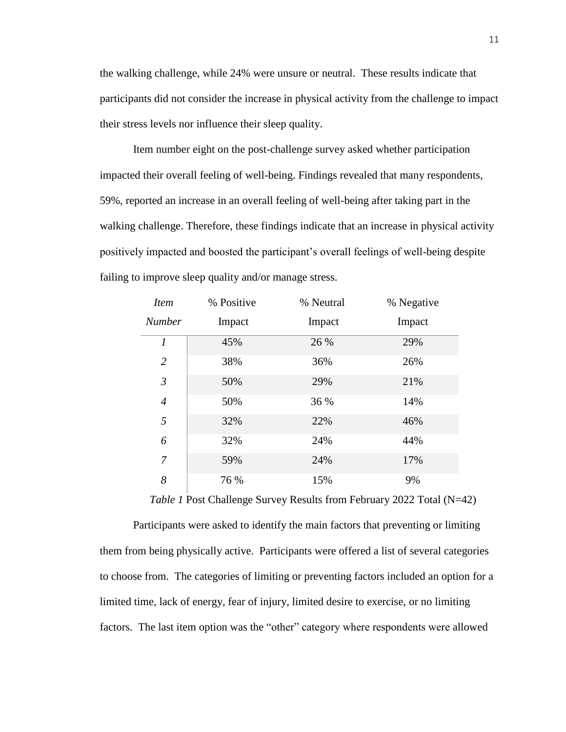the walking challenge, while 24% were unsure or neutral. These results indicate that participants did not consider the increase in physical activity from the challenge to impact their stress levels nor influence their sleep quality.

Item number eight on the post-challenge survey asked whether participation impacted their overall feeling of well-being. Findings revealed that many respondents, 59%, reported an increase in an overall feeling of well-being after taking part in the walking challenge. Therefore, these findings indicate that an increase in physical activity positively impacted and boosted the participant's overall feelings of well-being despite failing to improve sleep quality and/or manage stress.

| *Item Number* | % Positive Impact | % Neutral Impact | % Negative Impact |
|---|---|---|---|
| *1* | 45% | 26 % | 29% |
| *2* | 38% | 36% | 26% |
| *3* | 50% | 29% | 21% |
| *4* | 50% | 36 % | 14% |
| *5* | 32% | 22% | 46% |
| *6* | 32% | 24% | 44% |
| *7* | 59% | 24% | 17% |
| *8* | 76 % | 15% | 9% |

*Table 1* Post Challenge Survey Results from February 2022 Total (N=42)

Participants were asked to identify the main factors that preventing or limiting them from being physically active. Participants were offered a list of several categories to choose from. The categories of limiting or preventing factors included an option for a limited time, lack of energy, fear of injury, limited desire to exercise, or no limiting factors. The last item option was the "other" category where respondents were allowed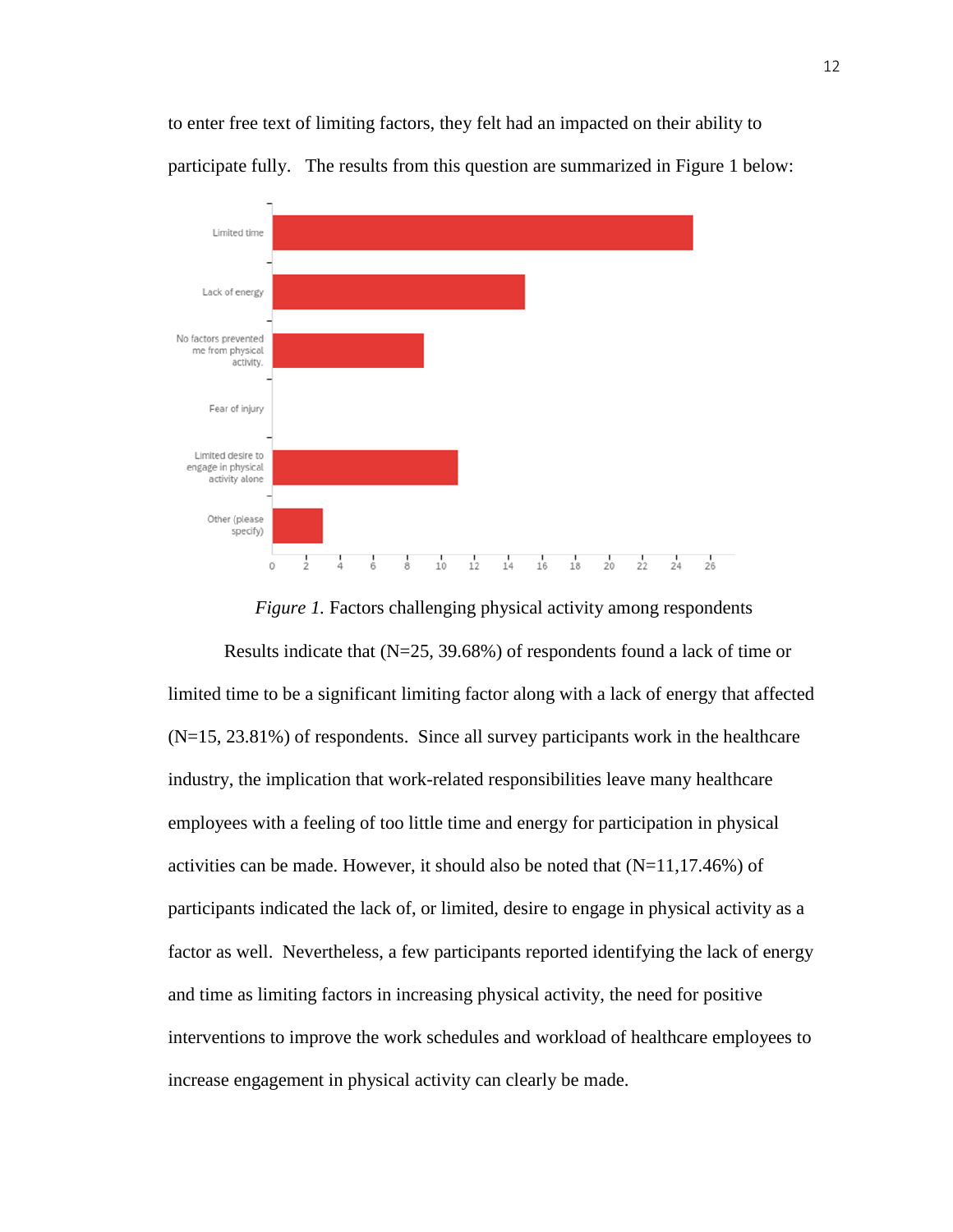to enter free text of limiting factors, they felt had an impacted on their ability to participate fully. The results from this question are summarized in Figure 1 below:

*Figure 1.* Factors challenging physical activity among respondents

Results indicate that (N=25, 39.68%) of respondents found a lack of time or limited time to be a significant limiting factor along with a lack of energy that affected (N=15, 23.81%) of respondents. Since all survey participants work in the healthcare industry, the implication that work-related responsibilities leave many healthcare employees with a feeling of too little time and energy for participation in physical activities can be made. However, it should also be noted that (N=11,17.46%) of participants indicated the lack of, or limited, desire to engage in physical activity as a factor as well. Nevertheless, a few participants reported identifying the lack of energy and time as limiting factors in increasing physical activity, the need for positive interventions to improve the work schedules and workload of healthcare employees to increase engagement in physical activity can clearly be made.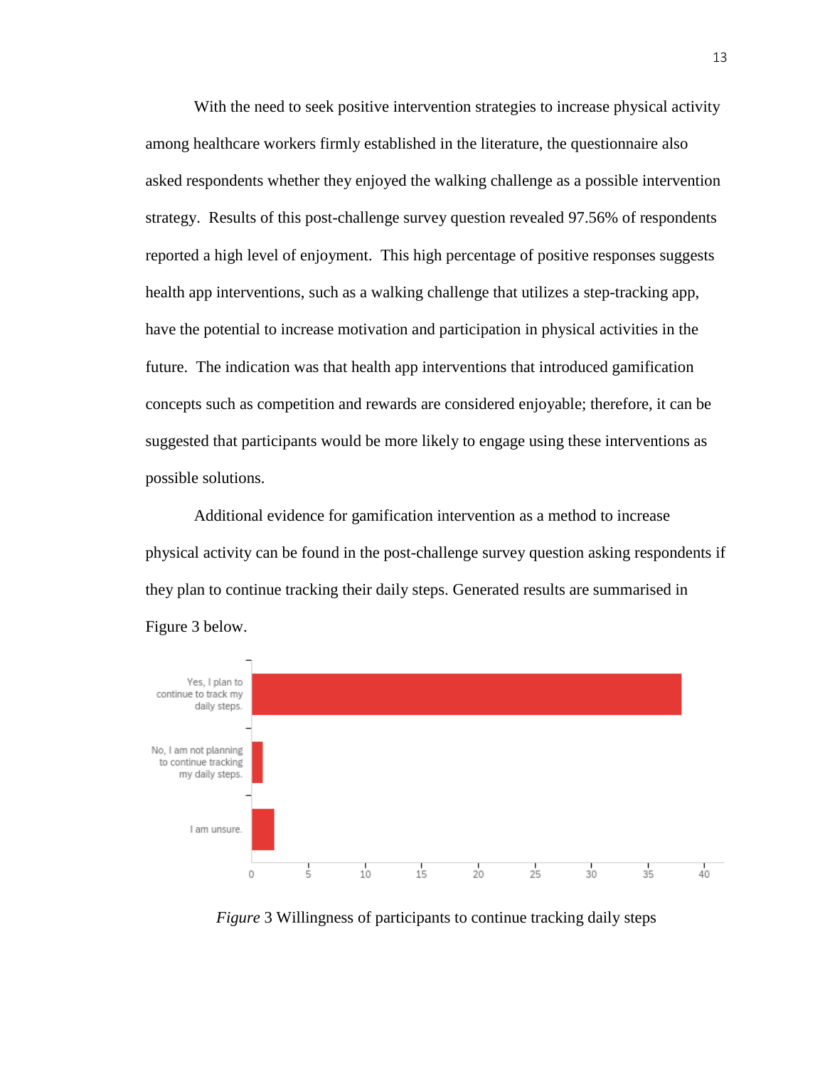With the need to seek positive intervention strategies to increase physical activity among healthcare workers firmly established in the literature, the questionnaire also asked respondents whether they enjoyed the walking challenge as a possible intervention strategy. Results of this post-challenge survey question revealed 97.56% of respondents reported a high level of enjoyment. This high percentage of positive responses suggests health app interventions, such as a walking challenge that utilizes a step-tracking app, have the potential to increase motivation and participation in physical activities in the future. The indication was that health app interventions that introduced gamification concepts such as competition and rewards are considered enjoyable; therefore, it can be suggested that participants would be more likely to engage using these interventions as possible solutions.

Additional evidence for gamification intervention as a method to increase physical activity can be found in the post-challenge survey question asking respondents if they plan to continue tracking their daily steps. Generated results are summarised in Figure 3 below.

*Figure* 3 Willingness of participants to continue tracking daily steps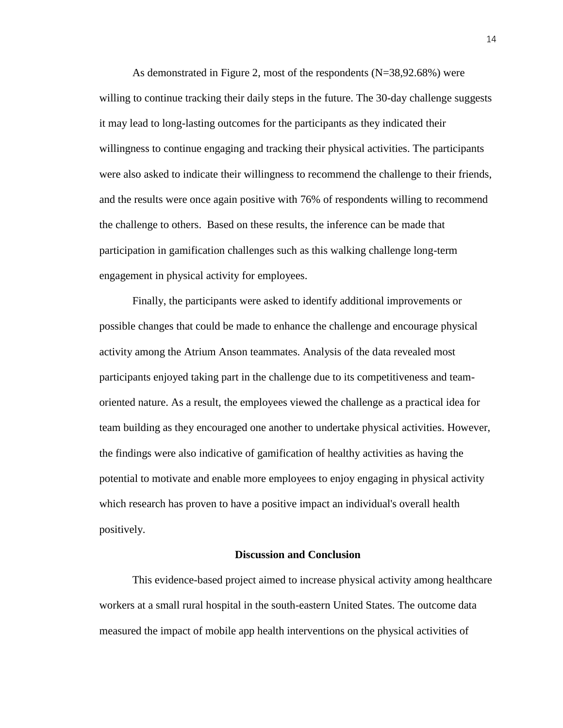As demonstrated in Figure 2, most of the respondents (N=38,92.68%) were willing to continue tracking their daily steps in the future. The 30-day challenge suggests it may lead to long-lasting outcomes for the participants as they indicated their willingness to continue engaging and tracking their physical activities. The participants were also asked to indicate their willingness to recommend the challenge to their friends, and the results were once again positive with 76% of respondents willing to recommend the challenge to others. Based on these results, the inference can be made that participation in gamification challenges such as this walking challenge long-term engagement in physical activity for employees.

Finally, the participants were asked to identify additional improvements or possible changes that could be made to enhance the challenge and encourage physical activity among the Atrium Anson teammates. Analysis of the data revealed most participants enjoyed taking part in the challenge due to its competitiveness and team-oriented nature. As a result, the employees viewed the challenge as a practical idea for team building as they encouraged one another to undertake physical activities. However, the findings were also indicative of gamification of healthy activities as having the potential to motivate and enable more employees to enjoy engaging in physical activity which research has proven to have a positive impact an individual's overall health positively.

## Discussion and Conclusion

This evidence-based project aimed to increase physical activity among healthcare workers at a small rural hospital in the south-eastern United States. The outcome data measured the impact of mobile app health interventions on the physical activities of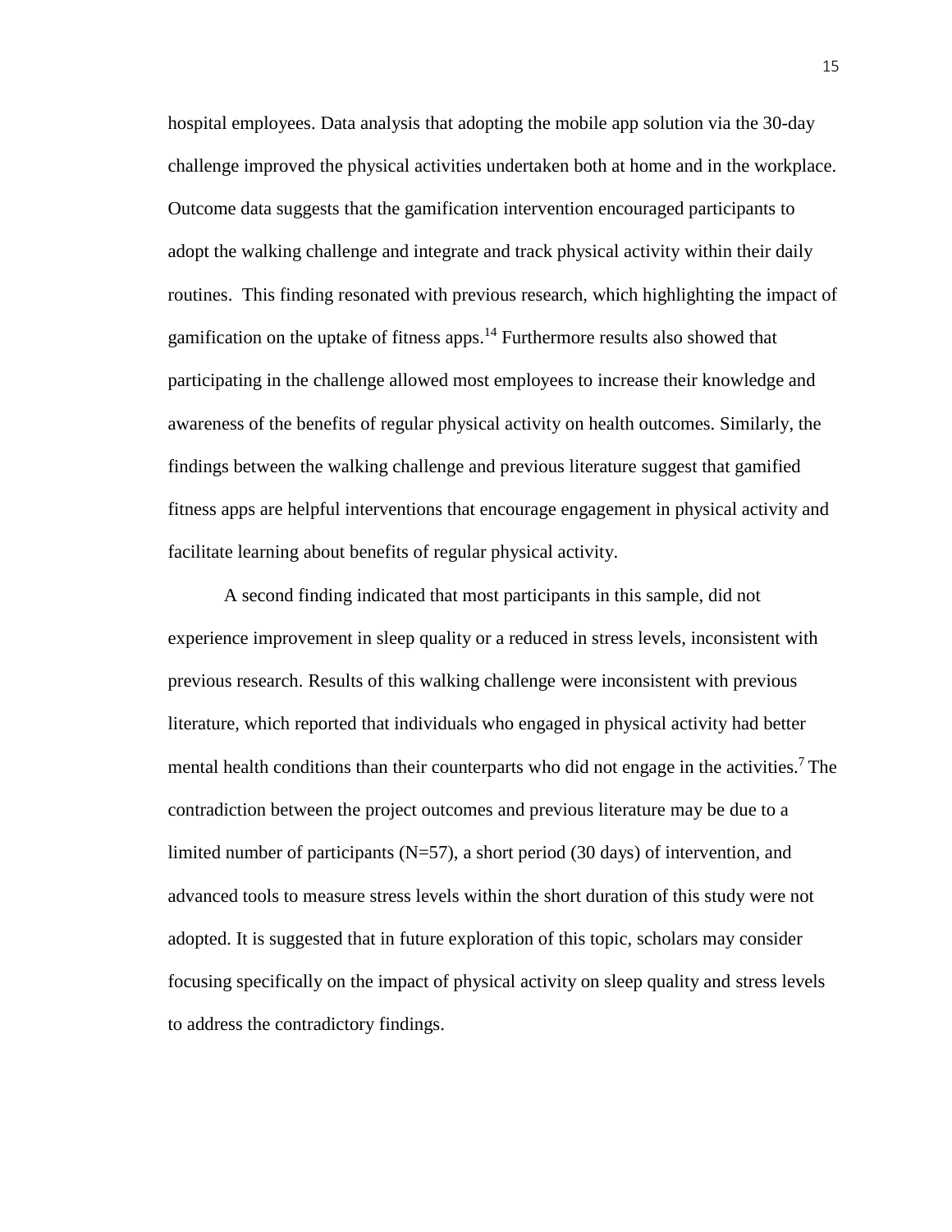hospital employees. Data analysis that adopting the mobile app solution via the 30-day challenge improved the physical activities undertaken both at home and in the workplace. Outcome data suggests that the gamification intervention encouraged participants to adopt the walking challenge and integrate and track physical activity within their daily routines. This finding resonated with previous research, which highlighting the impact of gamification on the uptake of fitness apps.[14] Furthermore results also showed that participating in the challenge allowed most employees to increase their knowledge and awareness of the benefits of regular physical activity on health outcomes. Similarly, the findings between the walking challenge and previous literature suggest that gamified fitness apps are helpful interventions that encourage engagement in physical activity and facilitate learning about benefits of regular physical activity.

A second finding indicated that most participants in this sample, did not experience improvement in sleep quality or a reduced in stress levels, inconsistent with previous research. Results of this walking challenge were inconsistent with previous literature, which reported that individuals who engaged in physical activity had better mental health conditions than their counterparts who did not engage in the activities.[7] The contradiction between the project outcomes and previous literature may be due to a limited number of participants (N=57), a short period (30 days) of intervention, and advanced tools to measure stress levels within the short duration of this study were not adopted. It is suggested that in future exploration of this topic, scholars may consider focusing specifically on the impact of physical activity on sleep quality and stress levels to address the contradictory findings.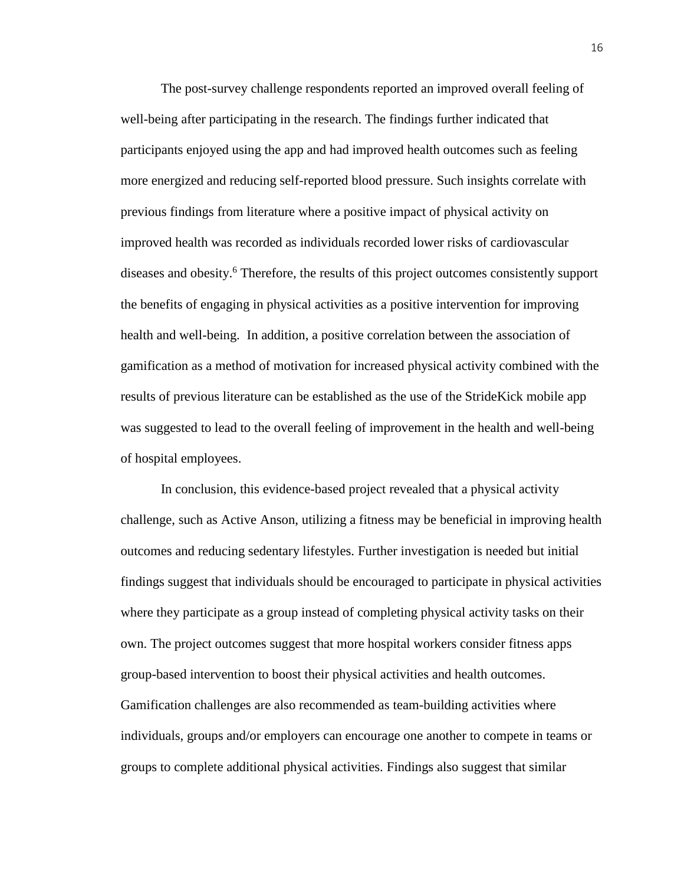The post-survey challenge respondents reported an improved overall feeling of well-being after participating in the research. The findings further indicated that participants enjoyed using the app and had improved health outcomes such as feeling more energized and reducing self-reported blood pressure. Such insights correlate with previous findings from literature where a positive impact of physical activity on improved health was recorded as individuals recorded lower risks of cardiovascular diseases and obesity.[6] Therefore, the results of this project outcomes consistently support the benefits of engaging in physical activities as a positive intervention for improving health and well-being. In addition, a positive correlation between the association of gamification as a method of motivation for increased physical activity combined with the results of previous literature can be established as the use of the StrideKick mobile app was suggested to lead to the overall feeling of improvement in the health and well-being of hospital employees.

In conclusion, this evidence-based project revealed that a physical activity challenge, such as Active Anson, utilizing a fitness may be beneficial in improving health outcomes and reducing sedentary lifestyles. Further investigation is needed but initial findings suggest that individuals should be encouraged to participate in physical activities where they participate as a group instead of completing physical activity tasks on their own. The project outcomes suggest that more hospital workers consider fitness apps group-based intervention to boost their physical activities and health outcomes. Gamification challenges are also recommended as team-building activities where individuals, groups and/or employers can encourage one another to compete in teams or groups to complete additional physical activities. Findings also suggest that similar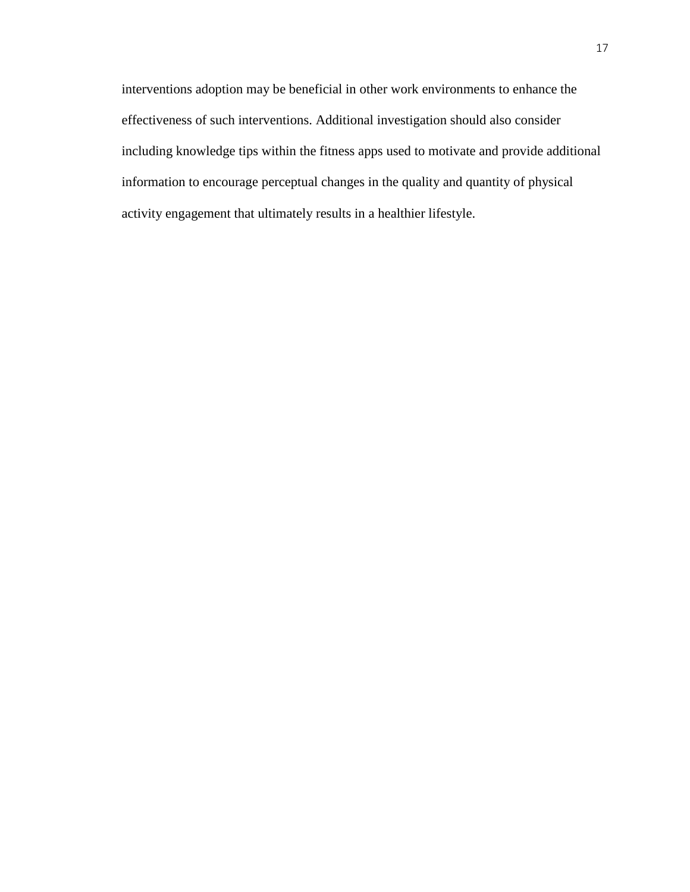interventions adoption may be beneficial in other work environments to enhance the effectiveness of such interventions. Additional investigation should also consider including knowledge tips within the fitness apps used to motivate and provide additional information to encourage perceptual changes in the quality and quantity of physical activity engagement that ultimately results in a healthier lifestyle.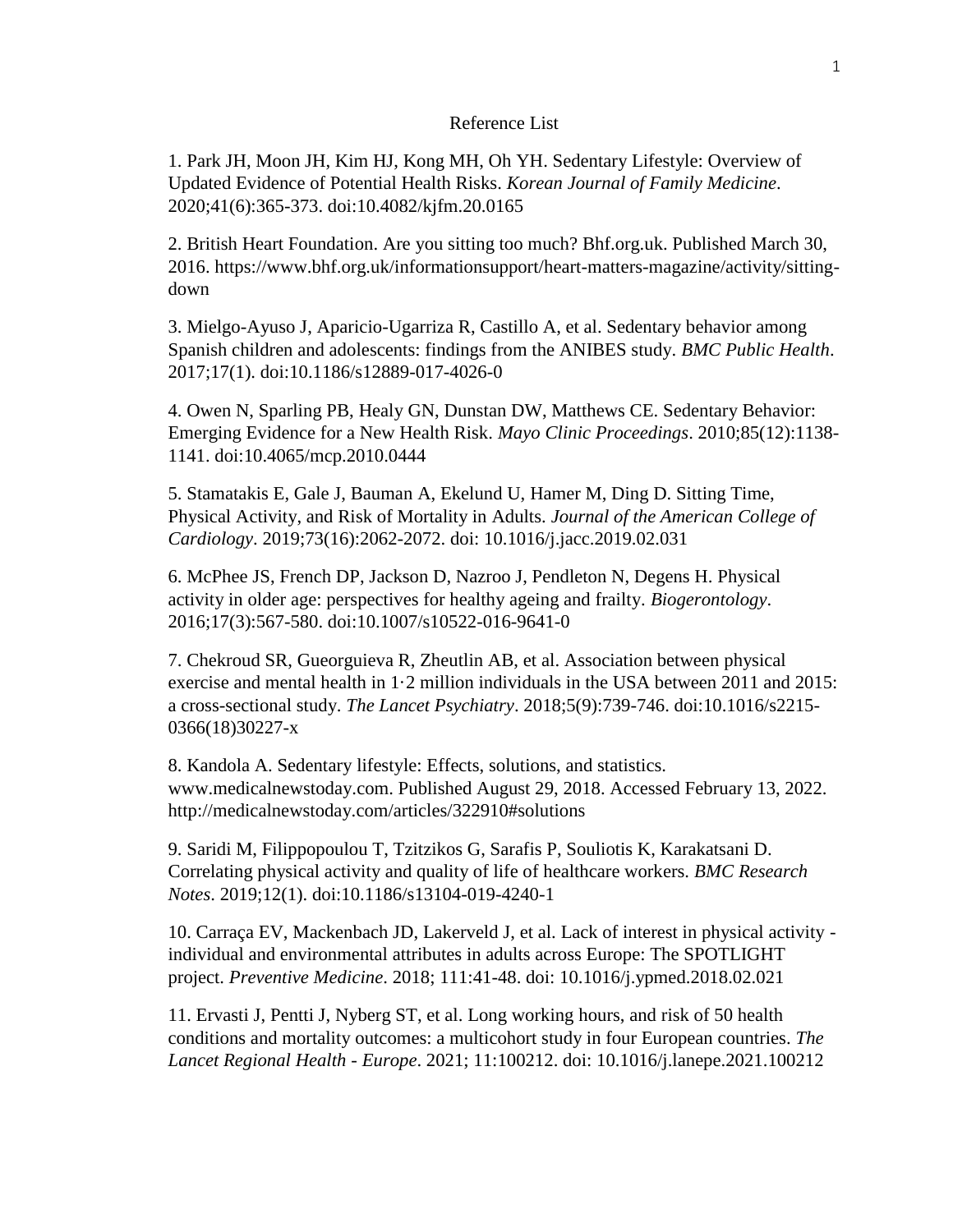# Reference List

1. Park JH, Moon JH, Kim HJ, Kong MH, Oh YH. Sedentary Lifestyle: Overview of Updated Evidence of Potential Health Risks. *Korean Journal of Family Medicine*. 2020;41(6):365-373. doi:10.4082/kjfm.20.0165

2. British Heart Foundation. Are you sitting too much? Bhf.org.uk. Published March 30, 2016. https://www.bhf.org.uk/informationsupport/heart-matters-magazine/activity/sitting-down

3. Mielgo-Ayuso J, Aparicio-Ugarriza R, Castillo A, et al. Sedentary behavior among Spanish children and adolescents: findings from the ANIBES study. *BMC Public Health*. 2017;17(1). doi:10.1186/s12889-017-4026-0

4. Owen N, Sparling PB, Healy GN, Dunstan DW, Matthews CE. Sedentary Behavior: Emerging Evidence for a New Health Risk. *Mayo Clinic Proceedings*. 2010;85(12):1138-1141. doi:10.4065/mcp.2010.0444

5. Stamatakis E, Gale J, Bauman A, Ekelund U, Hamer M, Ding D. Sitting Time, Physical Activity, and Risk of Mortality in Adults. *Journal of the American College of Cardiology*. 2019;73(16):2062-2072. doi: 10.1016/j.jacc.2019.02.031

6. McPhee JS, French DP, Jackson D, Nazroo J, Pendleton N, Degens H. Physical activity in older age: perspectives for healthy ageing and frailty. *Biogerontology*. 2016;17(3):567-580. doi:10.1007/s10522-016-9641-0

7. Chekroud SR, Gueorguieva R, Zheutlin AB, et al. Association between physical exercise and mental health in 1·2 million individuals in the USA between 2011 and 2015: a cross-sectional study. *The Lancet Psychiatry*. 2018;5(9):739-746. doi:10.1016/s2215-0366(18)30227-x

8. Kandola A. Sedentary lifestyle: Effects, solutions, and statistics. www.medicalnewstoday.com. Published August 29, 2018. Accessed February 13, 2022. http://medicalnewstoday.com/articles/322910#solutions

9. Saridi M, Filippopoulou T, Tzitzikos G, Sarafis P, Souliotis K, Karakatsani D. Correlating physical activity and quality of life of healthcare workers. *BMC Research Notes*. 2019;12(1). doi:10.1186/s13104-019-4240-1

10. Carraça EV, Mackenbach JD, Lakerveld J, et al. Lack of interest in physical activity - individual and environmental attributes in adults across Europe: The SPOTLIGHT project. *Preventive Medicine*. 2018; 111:41-48. doi: 10.1016/j.ypmed.2018.02.021

11. Ervasti J, Pentti J, Nyberg ST, et al. Long working hours, and risk of 50 health conditions and mortality outcomes: a multicohort study in four European countries. *The Lancet Regional Health - Europe*. 2021; 11:100212. doi: 10.1016/j.lanepe.2021.100212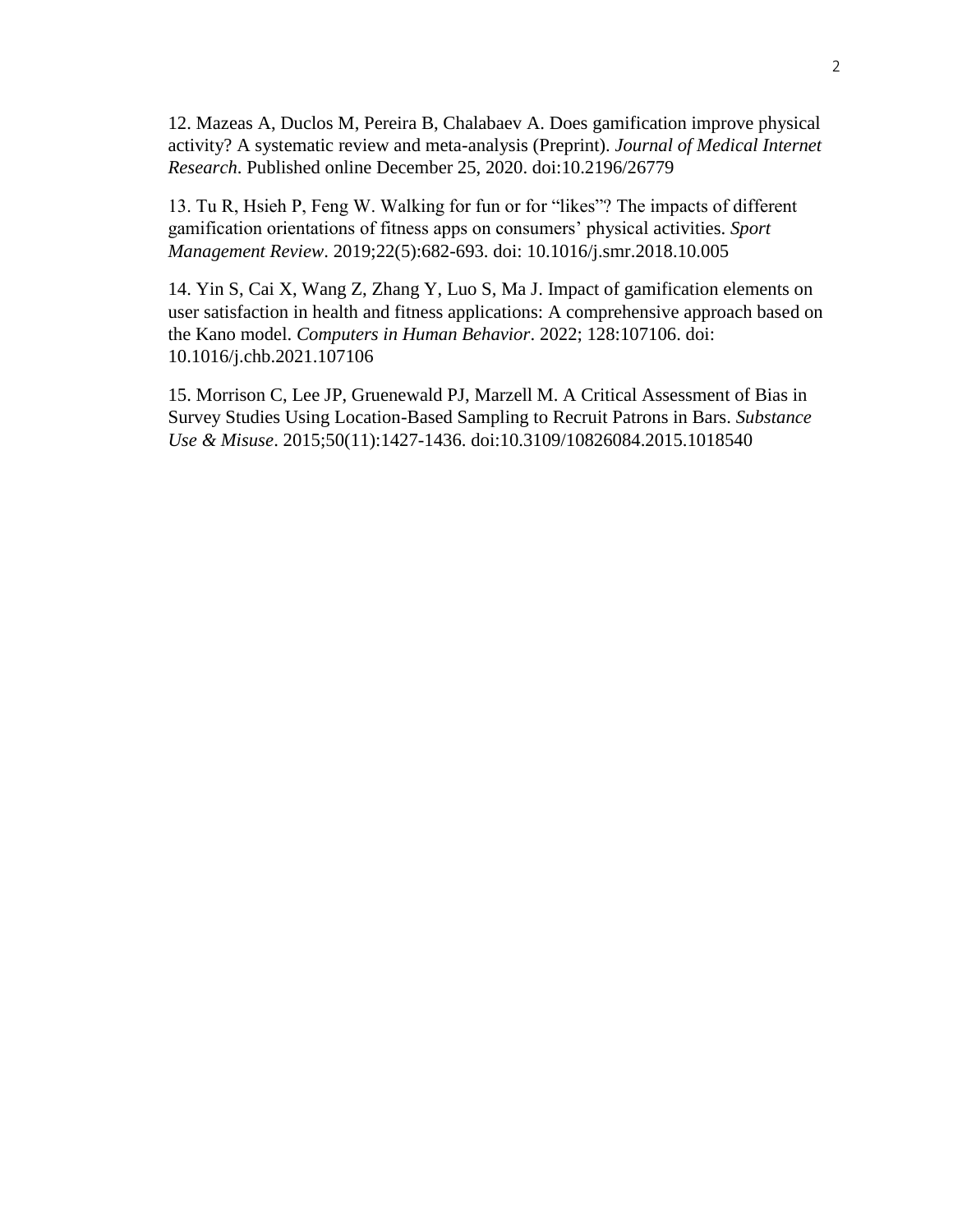12. Mazeas A, Duclos M, Pereira B, Chalabaev A. Does gamification improve physical activity? A systematic review and meta-analysis (Preprint). *Journal of Medical Internet Research*. Published online December 25, 2020. doi:10.2196/26779

13. Tu R, Hsieh P, Feng W. Walking for fun or for "likes"? The impacts of different gamification orientations of fitness apps on consumers' physical activities. *Sport Management Review*. 2019;22(5):682-693. doi: 10.1016/j.smr.2018.10.005

14. Yin S, Cai X, Wang Z, Zhang Y, Luo S, Ma J. Impact of gamification elements on user satisfaction in health and fitness applications: A comprehensive approach based on the Kano model. *Computers in Human Behavior*. 2022; 128:107106. doi: 10.1016/j.chb.2021.107106

15. Morrison C, Lee JP, Gruenewald PJ, Marzell M. A Critical Assessment of Bias in Survey Studies Using Location-Based Sampling to Recruit Patrons in Bars. *Substance Use & Misuse*. 2015;50(11):1427-1436. doi:10.3109/10826084.2015.1018540